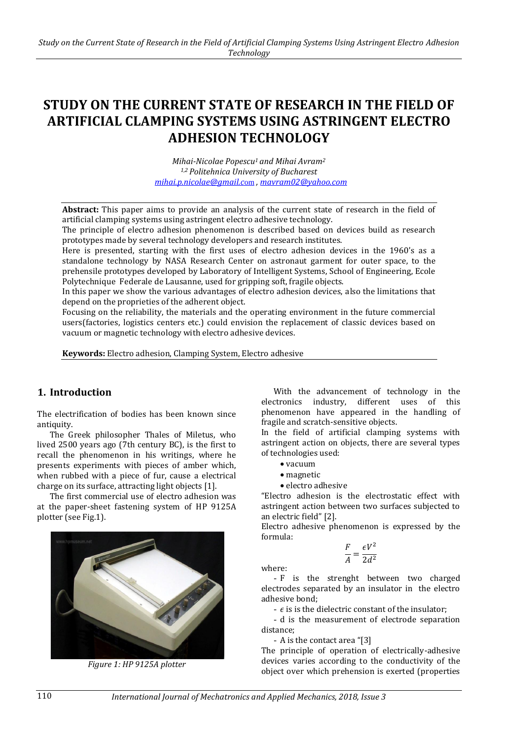# STUDY ON THE CURRENT STATE OF RESEARCH IN THE FIELD OF ARTIFICIAL CLAMPING SYSTEMS USING ASTRINGENT ELECTRO ADHESION TECHNOLOGY

*Mihai-Nicolae Popescu[1] and Mihai Avram[2]*
*[1,2] Politehnica University of Bucharest*
*mihai.p.nicolae@gmail.com , mavram02@yahoo.com*

**Abstract:** This paper aims to provide an analysis of the current state of research in the field of artificial clamping systems using astringent electro adhesive technology.

The principle of electro adhesion phenomenon is described based on devices build as research prototypes made by several technology developers and research institutes.

Here is presented, starting with the first uses of electro adhesion devices in the 1960's as a standalone technology by NASA Research Center on astronaut garment for outer space, to the prehensile prototypes developed by Laboratory of Intelligent Systems, School of Engineering, Ecole Polytechnique Federale de Lausanne, used for gripping soft, fragile objects.

In this paper we show the various advantages of electro adhesion devices, also the limitations that depend on the proprieties of the adherent object.

Focusing on the reliability, the materials and the operating environment in the future commercial users(factories, logistics centers etc.) could envision the replacement of classic devices based on vacuum or magnetic technology with electro adhesive devices.

**Keywords:** Electro adhesion, Clamping System, Electro adhesive

## 1. Introduction

The electrification of bodies has been known since antiquity.

The Greek philosopher Thales of Miletus, who lived 2500 years ago (7th century BC), is the first to recall the phenomenon in his writings, where he presents experiments with pieces of amber which, when rubbed with a piece of fur, cause a electrical charge on its surface, attracting light objects [1].

The first commercial use of electro adhesion was at the paper-sheet fastening system of HP 9125A plotter (see Fig.1).

*Figure 1: HP 9125A plotter*

With the advancement of technology in the electronics industry, different uses of this phenomenon have appeared in the handling of fragile and scratch-sensitive objects.

In the field of artificial clamping systems with astringent action on objects, there are several types of technologies used:

- vacuum
- magnetic
- electro adhesive

"Electro adhesion is the electrostatic effect with astringent action between two surfaces subjected to an electric field" [2].

Electro adhesive phenomenon is expressed by the formula:

$$\frac{F}{A} = \frac{\epsilon V^2}{2d^2}$$

where:

- F is the strenght between two charged electrodes separated by an insulator in the electro adhesive bond;
- $\epsilon$ is is the dielectric constant of the insulator;
- d is the measurement of electrode separation distance;
- A is the contact area "[3]

The principle of operation of electrically-adhesive devices varies according to the conductivity of the object over which prehension is exerted (properties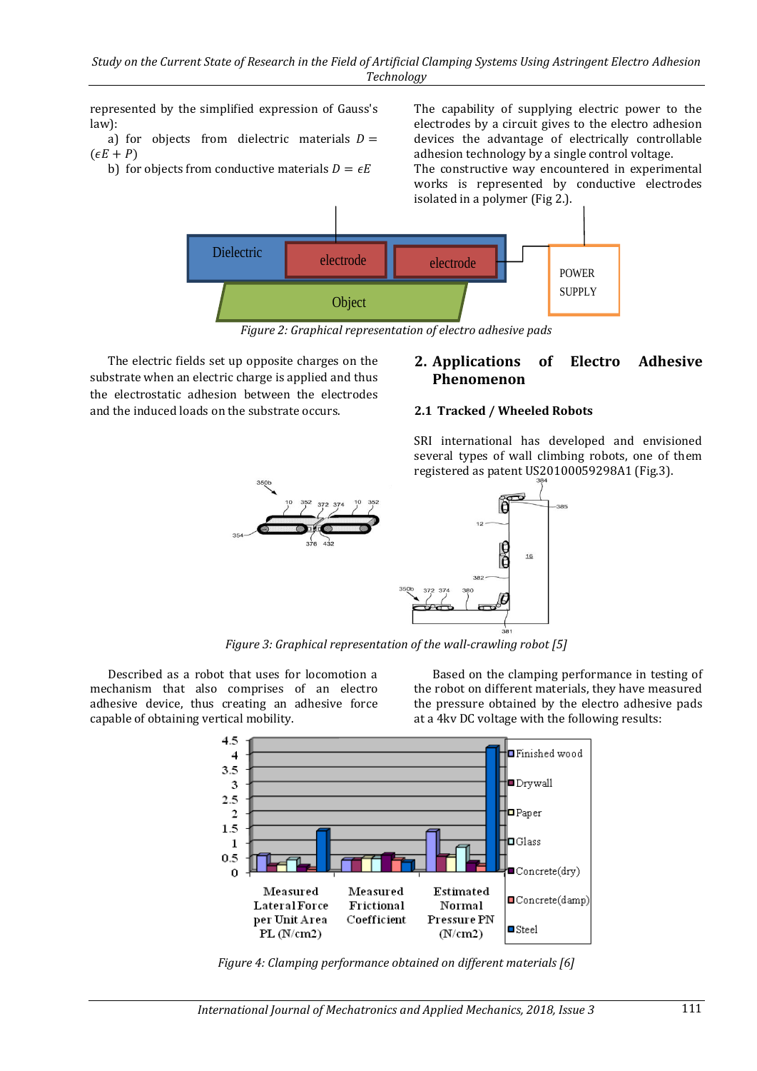represented by the simplified expression of Gauss's law):

a) for objects from dielectric materials $D = (\epsilon E + P)$

b) for objects from conductive materials $D = \epsilon E$

The capability of supplying electric power to the electrodes by a circuit gives to the electro adhesion devices the advantage of electrically controllable adhesion technology by a single control voltage.

The constructive way encountered in experimental works is represented by conductive electrodes isolated in a polymer (Fig 2.).

*Figure 2: Graphical representation of electro adhesive pads*

The electric fields set up opposite charges on the substrate when an electric charge is applied and thus the electrostatic adhesion between the electrodes and the induced loads on the substrate occurs.

## 2. Applications of Electro Adhesive Phenomenon

### 2.1 Tracked / Wheeled Robots

SRI international has developed and envisioned several types of wall climbing robots, one of them registered as patent US20100059298A1 (Fig.3).

*Figure 3: Graphical representation of the wall-crawling robot [5]*

Described as a robot that uses for locomotion a mechanism that also comprises of an electro adhesive device, thus creating an adhesive force capable of obtaining vertical mobility.

Based on the clamping performance in testing of the robot on different materials, they have measured the pressure obtained by the electro adhesive pads at a 4kv DC voltage with the following results:

*Figure 4: Clamping performance obtained on different materials [6]*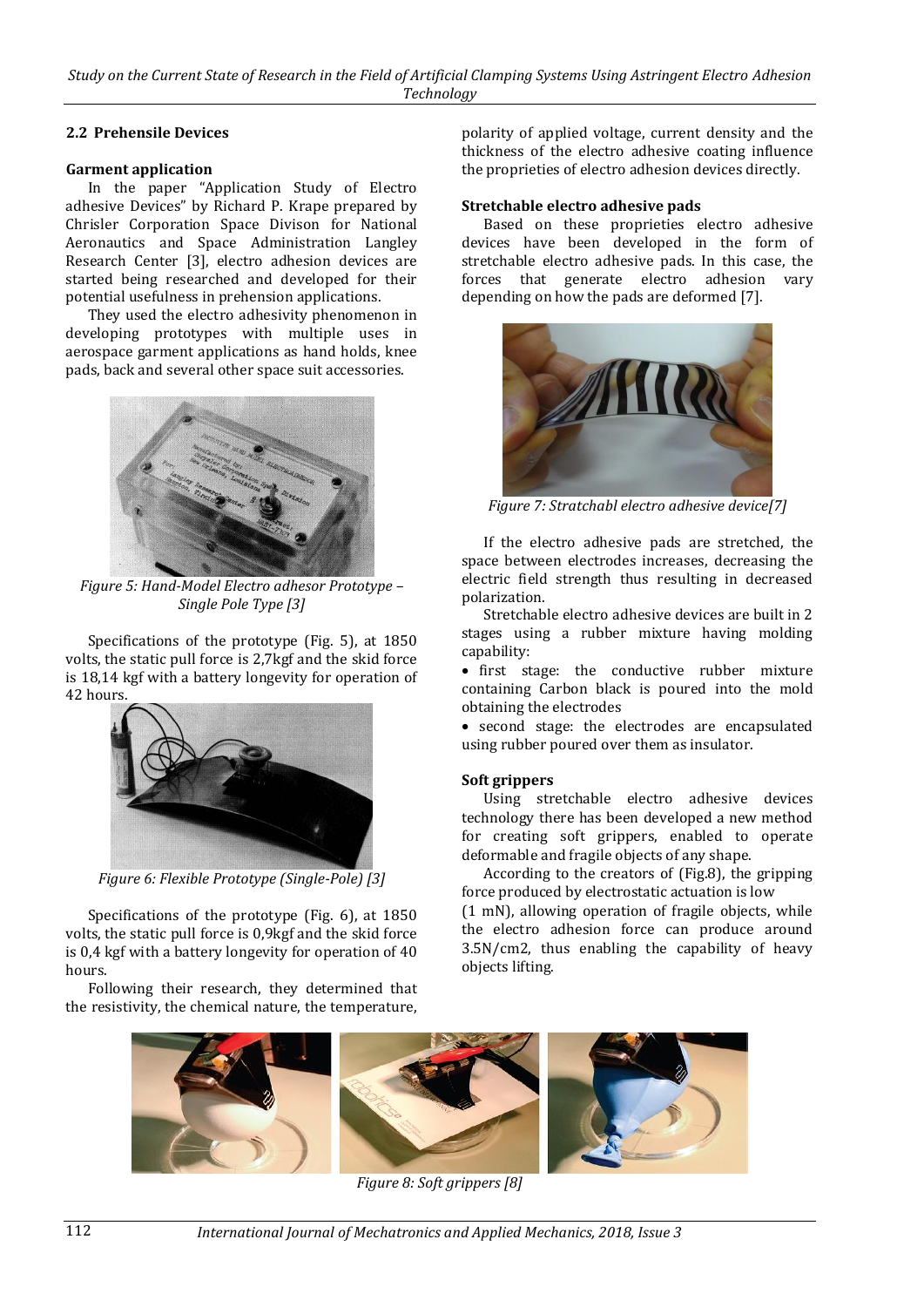## 2.2 Prehensile Devices

**Garment application**

In the paper "Application Study of Electro adhesive Devices" by Richard P. Krape prepared by Chrisler Corporation Space Divison for National Aeronautics and Space Administration Langley Research Center [3], electro adhesion devices are started being researched and developed for their potential usefulness in prehension applications.

They used the electro adhesivity phenomenon in developing prototypes with multiple uses in aerospace garment applications as hand holds, knee pads, back and several other space suit accessories.

*Figure 5: Hand-Model Electro adhesor Prototype – Single Pole Type [3]*

Specifications of the prototype (Fig. 5), at 1850 volts, the static pull force is 2,7kgf and the skid force is 18,14 kgf with a battery longevity for operation of 42 hours.

*Figure 6: Flexible Prototype (Single-Pole) [3]*

Specifications of the prototype (Fig. 6), at 1850 volts, the static pull force is 0,9kgf and the skid force is 0,4 kgf with a battery longevity for operation of 40 hours.

Following their research, they determined that the resistivity, the chemical nature, the temperature, polarity of applied voltage, current density and the thickness of the electro adhesive coating influence the proprieties of electro adhesion devices directly.

**Stretchable electro adhesive pads**

Based on these proprieties electro adhesive devices have been developed in the form of stretchable electro adhesive pads. In this case, the forces that generate electro adhesion vary depending on how the pads are deformed [7].

*Figure 7: Stratchabl electro adhesive device[7]*

If the electro adhesive pads are stretched, the space between electrodes increases, decreasing the electric field strength thus resulting in decreased polarization.

Stretchable electro adhesive devices are built in 2 stages using a rubber mixture having molding capability:

- first stage: the conductive rubber mixture containing Carbon black is poured into the mold obtaining the electrodes
- second stage: the electrodes are encapsulated using rubber poured over them as insulator.

**Soft grippers**

Using stretchable electro adhesive devices technology there has been developed a new method for creating soft grippers, enabled to operate deformable and fragile objects of any shape.

According to the creators of (Fig.8), the gripping force produced by electrostatic actuation is low (1 mN), allowing operation of fragile objects, while the electro adhesion force can produce around $3.5N/cm^2$, thus enabling the capability of heavy objects lifting.

*Figure 8: Soft grippers [8]*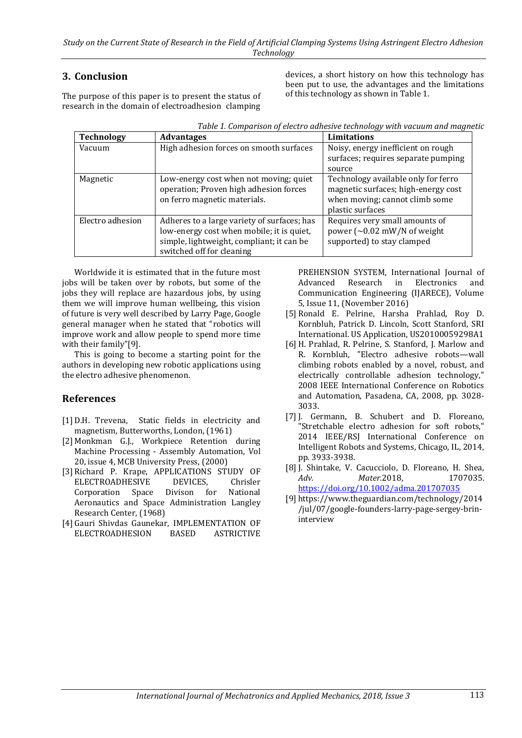## 3. Conclusion

The purpose of this paper is to present the status of research in the domain of electroadhesion clamping devices, a short history on how this technology has been put to use, the advantages and the limitations of this technology as shown in Table 1.

*Table 1. Comparison of electro adhesive technology with vacuum and magnetic*

| Technology | Advantages | Limitations |
| --- | --- | --- |
| Vacuum | High adhesion forces on smooth surfaces | Noisy, energy inefficient on rough surfaces; requires separate pumping source |
| Magnetic | Low-energy cost when not moving; quiet operation; Proven high adhesion forces on ferro magnetic materials. | Technology available only for ferro magnetic surfaces; high-energy cost when moving; cannot climb some plastic surfaces |
| Electro adhesion | Adheres to a large variety of surfaces; has low-energy cost when mobile; it is quiet, simple, lightweight, compliant; it can be switched off for cleaning | Requires very small amounts of power (~0.02 mW/N of weight supported) to stay clamped |

Worldwide it is estimated that in the future most jobs will be taken over by robots, but some of the jobs they will replace are hazardous jobs, by using them we will improve human wellbeing, this vision of future is very well described by Larry Page, Google general manager when he stated that "robotics will improve work and allow people to spend more time with their family"[9].

This is going to become a starting point for the authors in developing new robotic applications using the electro adhesive phenomenon.

## References

[1] D.H. Trevena, Static fields in electricity and magnetism, Butterworths, London, (1961)

[2] Monkman G.J., Workpiece Retention during Machine Processing - Assembly Automation, Vol 20, issue 4, MCB University Press, (2000)

[3] Richard P. Krape, APPLICATIONS STUDY OF ELECTROADHESIVE DEVICES, Chrisler Corporation Space Divison for National Aeronautics and Space Administration Langley Research Center, (1968)

[4] Gauri Shivdas Gaunekar, IMPLEMENTATION OF ELECTROADHESION BASED ASTRICTIVE PREHENSION SYSTEM, International Journal of Advanced Research in Electronics and Communication Engineering (IJARECE), Volume 5, Issue 11, (November 2016)

[5] Ronald E. Pelrine, Harsha Prahlad, Roy D. Kornbluh, Patrick D. Lincoln, Scott Stanford, SRI International. US Application, US20100059298A1

[6] H. Prahlad, R. Pelrine, S. Stanford, J. Marlow and R. Kornbluh, "Electro adhesive robots—wall climbing robots enabled by a novel, robust, and electrically controllable adhesion technology," 2008 IEEE International Conference on Robotics and Automation, Pasadena, CA, 2008, pp. 3028-3033.

[7] J. Germann, B. Schubert and D. Floreano, "Stretchable electro adhesion for soft robots," 2014 IEEE/RSJ International Conference on Intelligent Robots and Systems, Chicago, IL, 2014, pp. 3933-3938.

[8] J. Shintake, V. Cacucciolo, D. Floreano, H. Shea, *Adv. Mater.*2018, 1707035. https://doi.org/10.1002/adma.201707035

[9] https://www.theguardian.com/technology/2014/jul/07/google-founders-larry-page-sergey-brin-interview